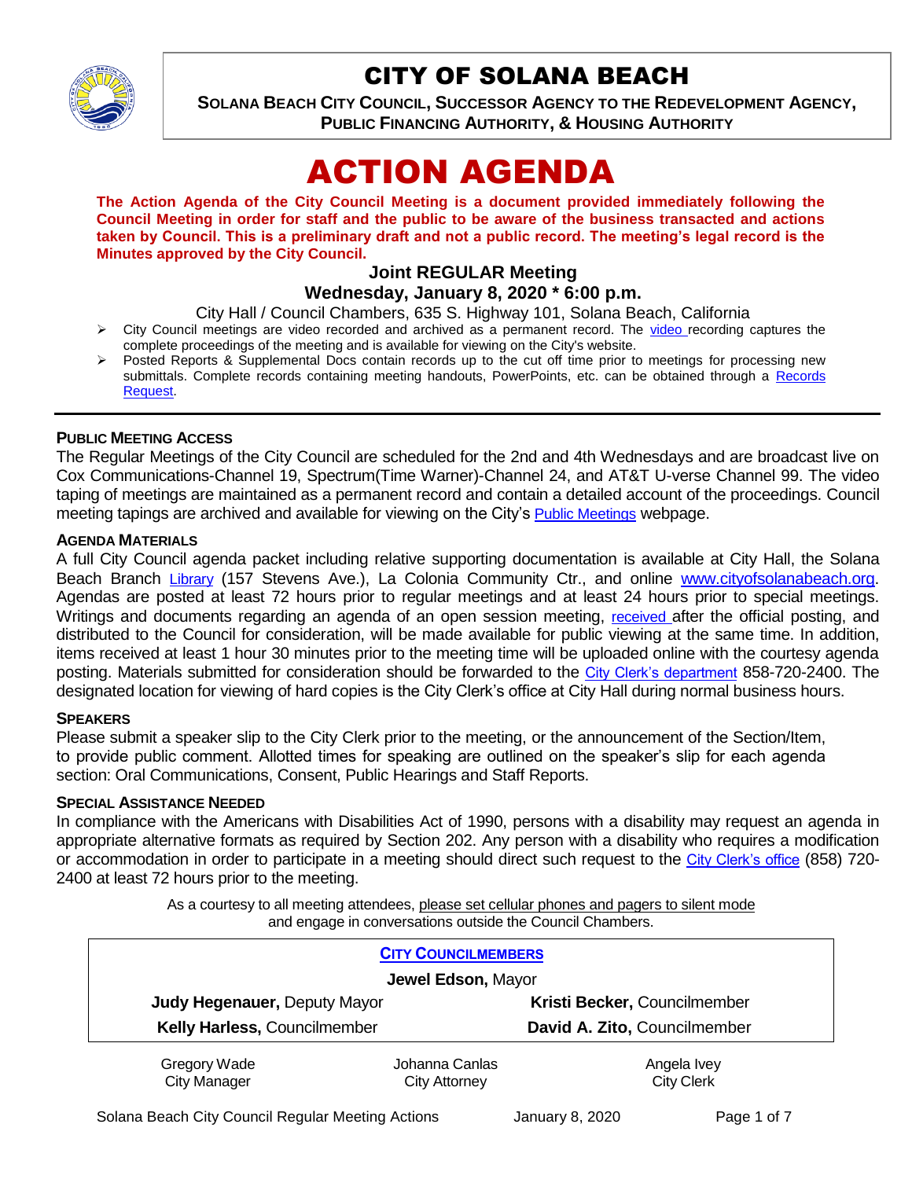# CITY OF SOLANA BEACH

**SOLANA BEACH CITY COUNCIL, SUCCESSOR AGENCY TO THE REDEVELOPMENT AGENCY, PUBLIC FINANCING AUTHORITY, & HOUSING AUTHORITY**

# ACTION AGENDA

**The Action Agenda of the City Council Meeting is a document provided immediately following the Council Meeting in order for staff and the public to be aware of the business transacted and actions taken by Council. This is a preliminary draft and not a public record. The meeting's legal record is the Minutes approved by the City Council.**

### Joint REGULAR Meeting
### Wednesday, January 8, 2020 * 6:00 p.m.

City Hall / Council Chambers, 635 S. Highway 101, Solana Beach, California

- City Council meetings are video recorded and archived as a permanent record. The video recording captures the complete proceedings of the meeting and is available for viewing on the City's website.
- Posted Reports & Supplemental Docs contain records up to the cut off time prior to meetings for processing new submittals. Complete records containing meeting handouts, PowerPoints, etc. can be obtained through a Records Request.

---

**PUBLIC MEETING ACCESS**

The Regular Meetings of the City Council are scheduled for the 2nd and 4th Wednesdays and are broadcast live on Cox Communications-Channel 19, Spectrum(Time Warner)-Channel 24, and AT&T U-verse Channel 99. The video taping of meetings are maintained as a permanent record and contain a detailed account of the proceedings. Council meeting tapings are archived and available for viewing on the City's Public Meetings webpage.

**AGENDA MATERIALS**

A full City Council agenda packet including relative supporting documentation is available at City Hall, the Solana Beach Branch Library (157 Stevens Ave.), La Colonia Community Ctr., and online www.cityofsolanabeach.org. Agendas are posted at least 72 hours prior to regular meetings and at least 24 hours prior to special meetings. Writings and documents regarding an agenda of an open session meeting, received after the official posting, and distributed to the Council for consideration, will be made available for public viewing at the same time. In addition, items received at least 1 hour 30 minutes prior to the meeting time will be uploaded online with the courtesy agenda posting. Materials submitted for consideration should be forwarded to the City Clerk's department 858-720-2400. The designated location for viewing of hard copies is the City Clerk's office at City Hall during normal business hours.

**SPEAKERS**

Please submit a speaker slip to the City Clerk prior to the meeting, or the announcement of the Section/Item, to provide public comment. Allotted times for speaking are outlined on the speaker's slip for each agenda section: Oral Communications, Consent, Public Hearings and Staff Reports.

**SPECIAL ASSISTANCE NEEDED**

In compliance with the Americans with Disabilities Act of 1990, persons with a disability may request an agenda in appropriate alternative formats as required by Section 202. Any person with a disability who requires a modification or accommodation in order to participate in a meeting should direct such request to the City Clerk's office (858) 720-2400 at least 72 hours prior to the meeting.

As a courtesy to all meeting attendees, please set cellular phones and pagers to silent mode and engage in conversations outside the Council Chambers.

**CITY COUNCILMEMBERS**

**Jewel Edson,** Mayor

| | |
|---|---|
| **Judy Hegenauer,** Deputy Mayor | **Kristi Becker,** Councilmember |
| **Kelly Harless,** Councilmember | **David A. Zito,** Councilmember |

| Gregory Wade | Johanna Canlas | Angela Ivey |
|---|---|---|
| City Manager | City Attorney | City Clerk |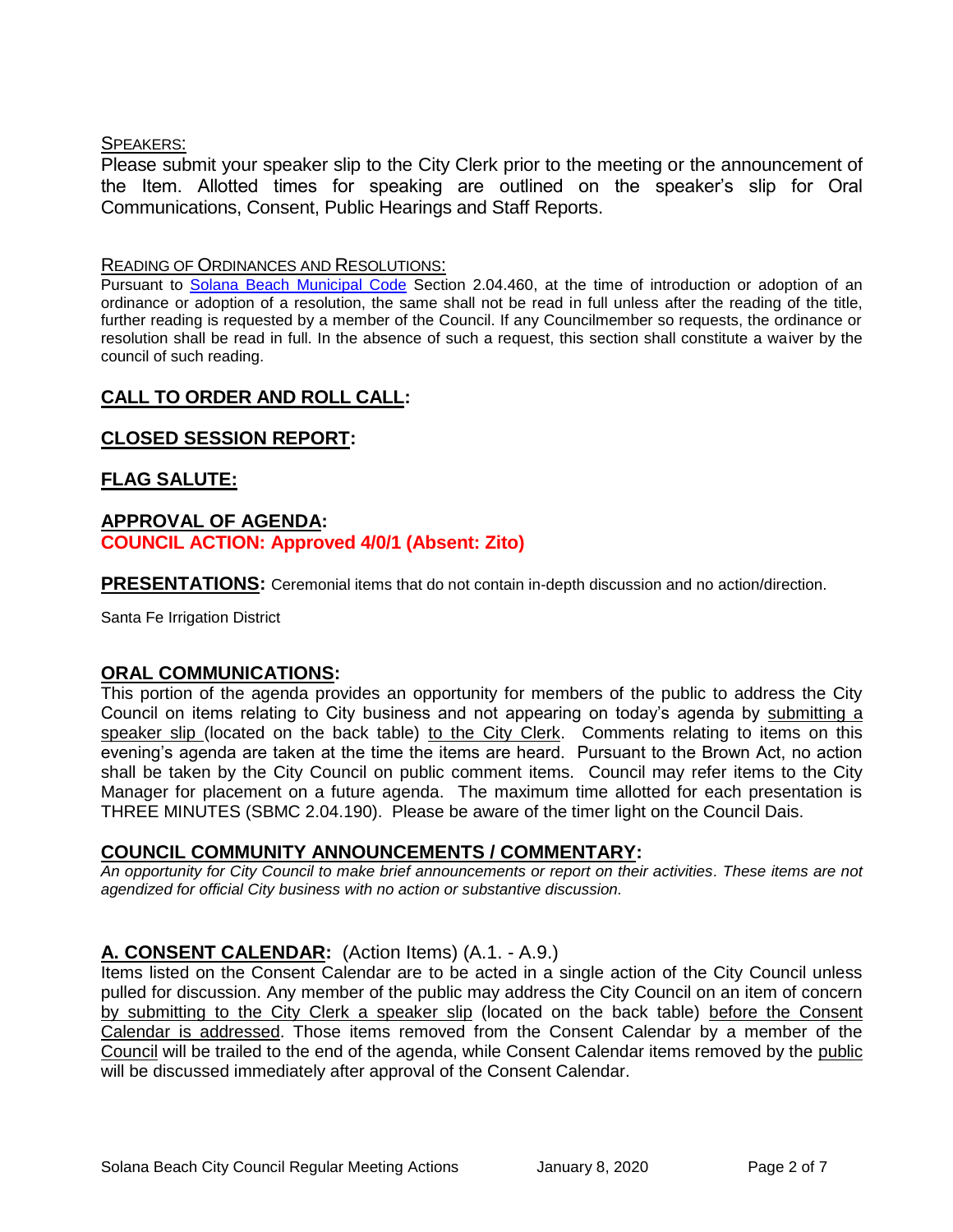SPEAKERS:

Please submit your speaker slip to the City Clerk prior to the meeting or the announcement of the Item. Allotted times for speaking are outlined on the speaker's slip for Oral Communications, Consent, Public Hearings and Staff Reports.

READING OF ORDINANCES AND RESOLUTIONS:

Pursuant to Solana Beach Municipal Code Section 2.04.460, at the time of introduction or adoption of an ordinance or adoption of a resolution, the same shall not be read in full unless after the reading of the title, further reading is requested by a member of the Council. If any Councilmember so requests, the ordinance or resolution shall be read in full. In the absence of such a request, this section shall constitute a waiver by the council of such reading.

## CALL TO ORDER AND ROLL CALL:

## CLOSED SESSION REPORT:

## FLAG SALUTE:

## APPROVAL OF AGENDA:

**COUNCIL ACTION: Approved 4/0/1 (Absent: Zito)**

**PRESENTATIONS:** Ceremonial items that do not contain in-depth discussion and no action/direction.

Santa Fe Irrigation District

## ORAL COMMUNICATIONS:

This portion of the agenda provides an opportunity for members of the public to address the City Council on items relating to City business and not appearing on today's agenda by submitting a speaker slip (located on the back table) to the City Clerk. Comments relating to items on this evening's agenda are taken at the time the items are heard. Pursuant to the Brown Act, no action shall be taken by the City Council on public comment items. Council may refer items to the City Manager for placement on a future agenda. The maximum time allotted for each presentation is THREE MINUTES (SBMC 2.04.190). Please be aware of the timer light on the Council Dais.

## COUNCIL COMMUNITY ANNOUNCEMENTS / COMMENTARY:

*An opportunity for City Council to make brief announcements or report on their activities. These items are not agendized for official City business with no action or substantive discussion.*

## A. CONSENT CALENDAR: (Action Items) (A.1. - A.9.)

Items listed on the Consent Calendar are to be acted in a single action of the City Council unless pulled for discussion. Any member of the public may address the City Council on an item of concern by submitting to the City Clerk a speaker slip (located on the back table) before the Consent Calendar is addressed. Those items removed from the Consent Calendar by a member of the Council will be trailed to the end of the agenda, while Consent Calendar items removed by the public will be discussed immediately after approval of the Consent Calendar.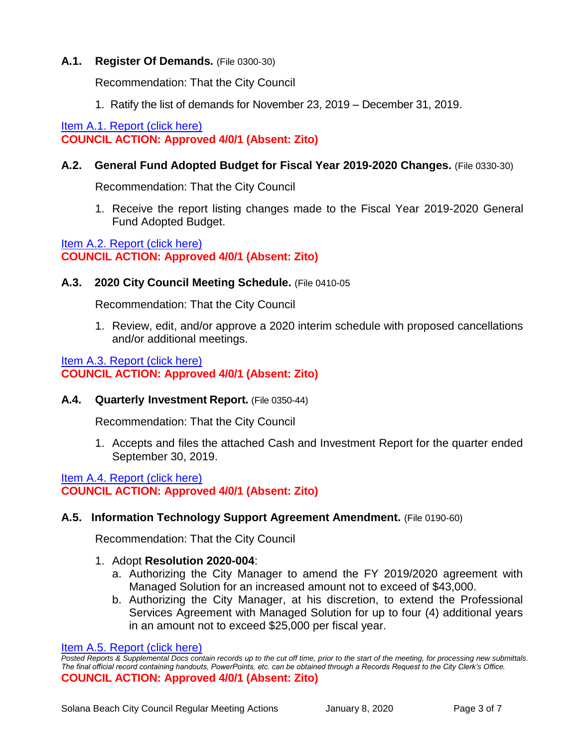### A.1. Register Of Demands. (File 0300-30)

Recommendation: That the City Council

1. Ratify the list of demands for November 23, 2019 – December 31, 2019.

Item A.1. Report (click here)

**COUNCIL ACTION: Approved 4/0/1 (Absent: Zito)**

### A.2. General Fund Adopted Budget for Fiscal Year 2019-2020 Changes. (File 0330-30)

Recommendation: That the City Council

1. Receive the report listing changes made to the Fiscal Year 2019-2020 General Fund Adopted Budget.

Item A.2. Report (click here)

**COUNCIL ACTION: Approved 4/0/1 (Absent: Zito)**

### A.3. 2020 City Council Meeting Schedule. (File 0410-05

Recommendation: That the City Council

1. Review, edit, and/or approve a 2020 interim schedule with proposed cancellations and/or additional meetings.

Item A.3. Report (click here)

**COUNCIL ACTION: Approved 4/0/1 (Absent: Zito)**

### A.4. Quarterly Investment Report. (File 0350-44)

Recommendation: That the City Council

1. Accepts and files the attached Cash and Investment Report for the quarter ended September 30, 2019.

Item A.4. Report (click here)

**COUNCIL ACTION: Approved 4/0/1 (Absent: Zito)**

### A.5. Information Technology Support Agreement Amendment. (File 0190-60)

Recommendation: That the City Council

1. Adopt **Resolution 2020-004**:
   a. Authorizing the City Manager to amend the FY 2019/2020 agreement with Managed Solution for an increased amount not to exceed of $43,000.
   b. Authorizing the City Manager, at his discretion, to extend the Professional Services Agreement with Managed Solution for up to four (4) additional years in an amount not to exceed $25,000 per fiscal year.

Item A.5. Report (click here)

*Posted Reports & Supplemental Docs contain records up to the cut off time, prior to the start of the meeting, for processing new submittals. The final official record containing handouts, PowerPoints, etc. can be obtained through a Records Request to the City Clerk's Office.*

**COUNCIL ACTION: Approved 4/0/1 (Absent: Zito)**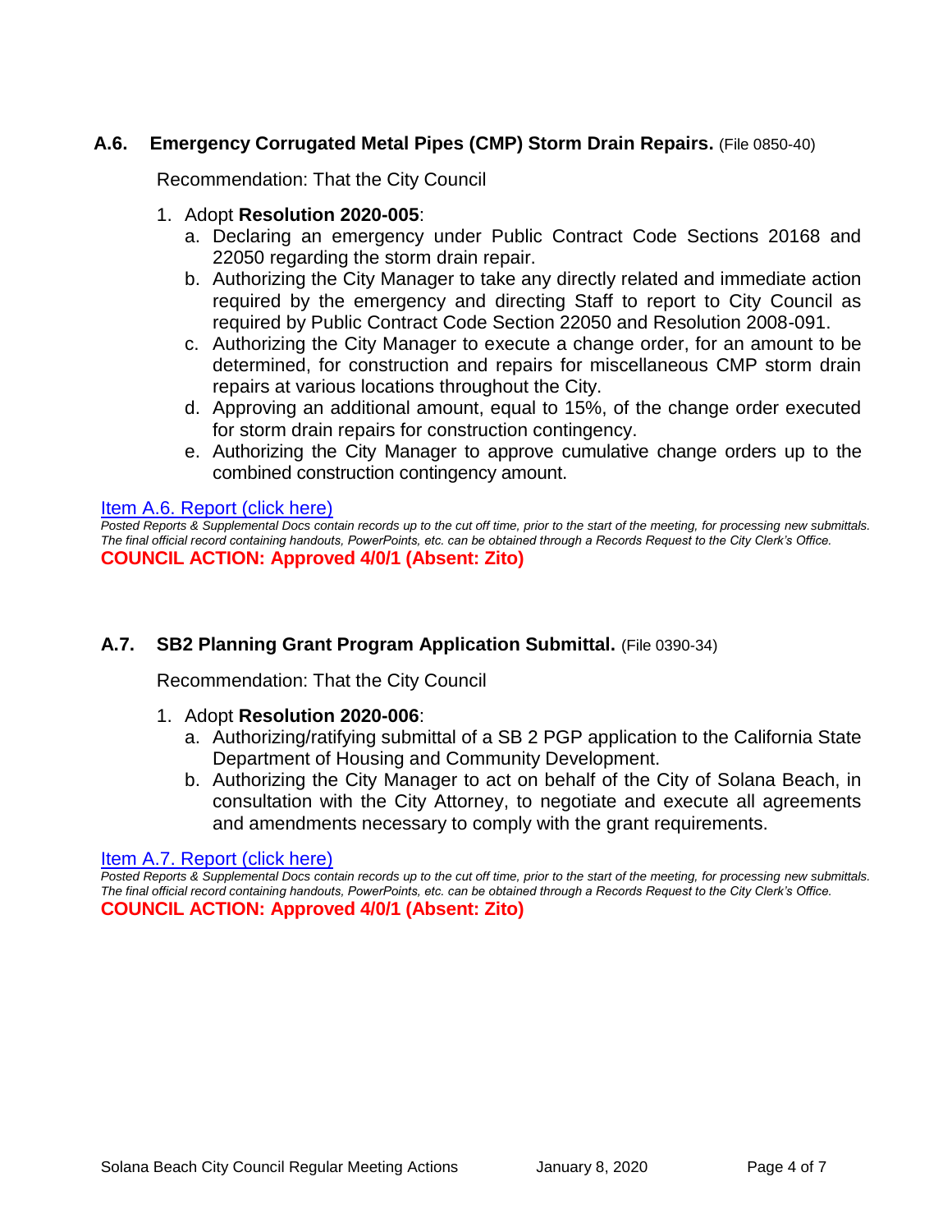### A.6. Emergency Corrugated Metal Pipes (CMP) Storm Drain Repairs. (File 0850-40)

Recommendation: That the City Council

1. Adopt **Resolution 2020-005**:
   a. Declaring an emergency under Public Contract Code Sections 20168 and 22050 regarding the storm drain repair.
   b. Authorizing the City Manager to take any directly related and immediate action required by the emergency and directing Staff to report to City Council as required by Public Contract Code Section 22050 and Resolution 2008-091.
   c. Authorizing the City Manager to execute a change order, for an amount to be determined, for construction and repairs for miscellaneous CMP storm drain repairs at various locations throughout the City.
   d. Approving an additional amount, equal to 15%, of the change order executed for storm drain repairs for construction contingency.
   e. Authorizing the City Manager to approve cumulative change orders up to the combined construction contingency amount.

Item A.6. Report (click here)

*Posted Reports & Supplemental Docs contain records up to the cut off time, prior to the start of the meeting, for processing new submittals. The final official record containing handouts, PowerPoints, etc. can be obtained through a Records Request to the City Clerk's Office.*

**COUNCIL ACTION: Approved 4/0/1 (Absent: Zito)**

### A.7. SB2 Planning Grant Program Application Submittal. (File 0390-34)

Recommendation: That the City Council

1. Adopt **Resolution 2020-006**:
   a. Authorizing/ratifying submittal of a SB 2 PGP application to the California State Department of Housing and Community Development.
   b. Authorizing the City Manager to act on behalf of the City of Solana Beach, in consultation with the City Attorney, to negotiate and execute all agreements and amendments necessary to comply with the grant requirements.

Item A.7. Report (click here)

*Posted Reports & Supplemental Docs contain records up to the cut off time, prior to the start of the meeting, for processing new submittals. The final official record containing handouts, PowerPoints, etc. can be obtained through a Records Request to the City Clerk's Office.*

**COUNCIL ACTION: Approved 4/0/1 (Absent: Zito)**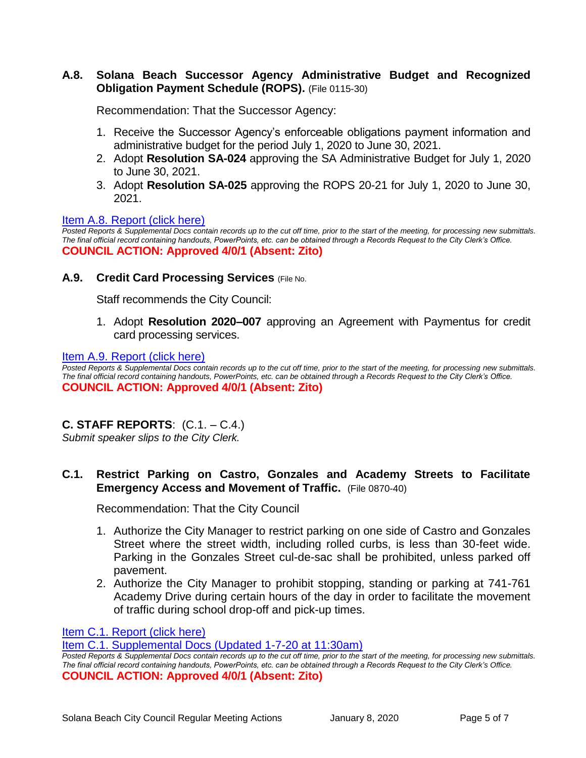### A.8. Solana Beach Successor Agency Administrative Budget and Recognized Obligation Payment Schedule (ROPS). (File 0115-30)

Recommendation: That the Successor Agency:

1. Receive the Successor Agency's enforceable obligations payment information and administrative budget for the period July 1, 2020 to June 30, 2021.
2. Adopt **Resolution SA-024** approving the SA Administrative Budget for July 1, 2020 to June 30, 2021.
3. Adopt **Resolution SA-025** approving the ROPS 20-21 for July 1, 2020 to June 30, 2021.

Item A.8. Report (click here)

*Posted Reports & Supplemental Docs contain records up to the cut off time, prior to the start of the meeting, for processing new submittals. The final official record containing handouts, PowerPoints, etc. can be obtained through a Records Request to the City Clerk's Office.*

**COUNCIL ACTION: Approved 4/0/1 (Absent: Zito)**

### A.9. Credit Card Processing Services (File No.

Staff recommends the City Council:

1. Adopt **Resolution 2020–007** approving an Agreement with Paymentus for credit card processing services.

Item A.9. Report (click here)

*Posted Reports & Supplemental Docs contain records up to the cut off time, prior to the start of the meeting, for processing new submittals. The final official record containing handouts, PowerPoints, etc. can be obtained through a Records Request to the City Clerk's Office.*

**COUNCIL ACTION: Approved 4/0/1 (Absent: Zito)**

## C. STAFF REPORTS: (C.1. – C.4.)

*Submit speaker slips to the City Clerk.*

### C.1. Restrict Parking on Castro, Gonzales and Academy Streets to Facilitate Emergency Access and Movement of Traffic. (File 0870-40)

Recommendation: That the City Council

1. Authorize the City Manager to restrict parking on one side of Castro and Gonzales Street where the street width, including rolled curbs, is less than 30-feet wide. Parking in the Gonzales Street cul-de-sac shall be prohibited, unless parked off pavement.
2. Authorize the City Manager to prohibit stopping, standing or parking at 741-761 Academy Drive during certain hours of the day in order to facilitate the movement of traffic during school drop-off and pick-up times.

Item C.1. Report (click here)

Item C.1. Supplemental Docs (Updated 1-7-20 at 11:30am)

*Posted Reports & Supplemental Docs contain records up to the cut off time, prior to the start of the meeting, for processing new submittals. The final official record containing handouts, PowerPoints, etc. can be obtained through a Records Request to the City Clerk's Office.*

**COUNCIL ACTION: Approved 4/0/1 (Absent: Zito)**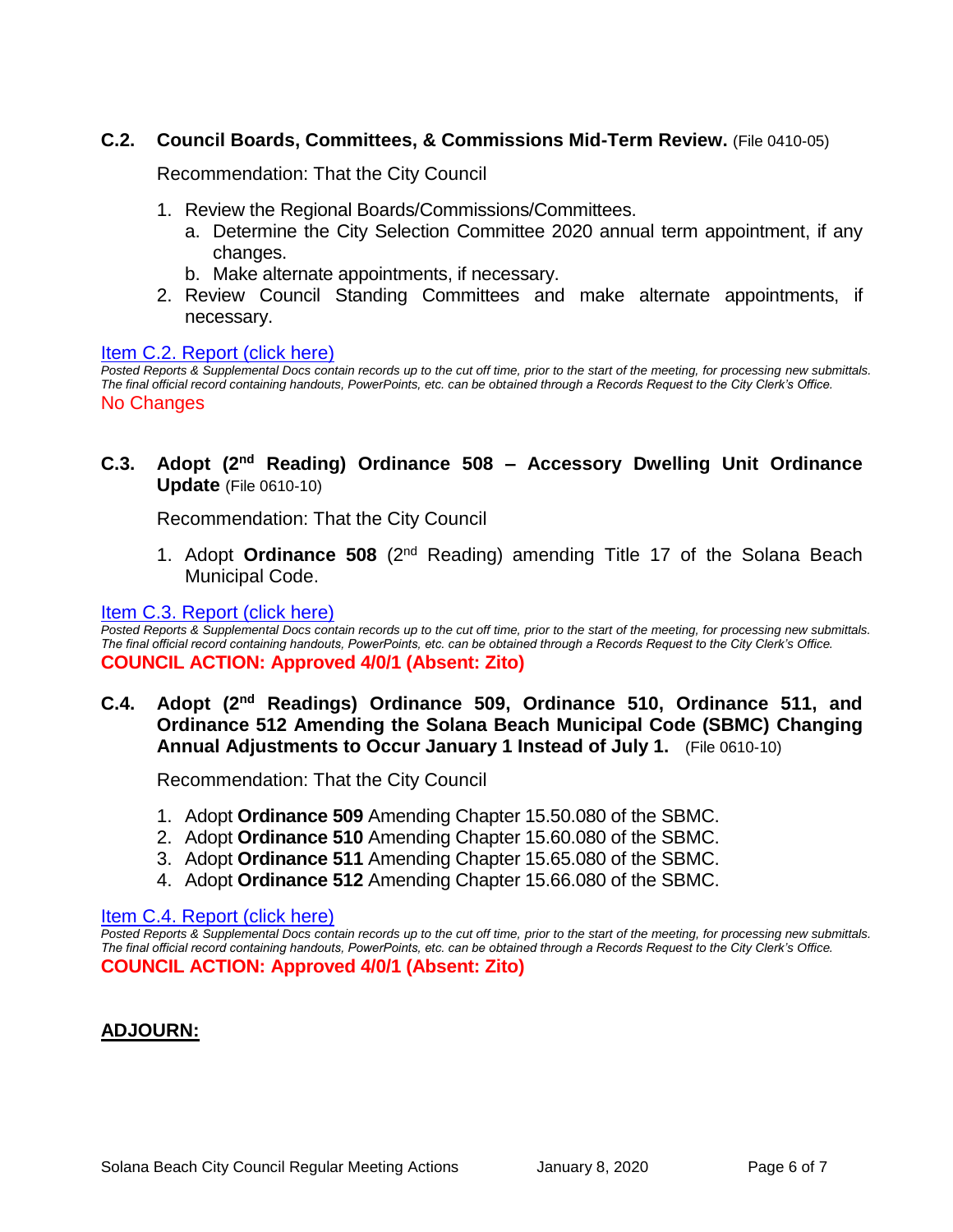### C.2. Council Boards, Committees, & Commissions Mid-Term Review. (File 0410-05)

Recommendation: That the City Council

1. Review the Regional Boards/Commissions/Committees.
   a. Determine the City Selection Committee 2020 annual term appointment, if any changes.
   b. Make alternate appointments, if necessary.
2. Review Council Standing Committees and make alternate appointments, if necessary.

Item C.2. Report (click here)

*Posted Reports & Supplemental Docs contain records up to the cut off time, prior to the start of the meeting, for processing new submittals. The final official record containing handouts, PowerPoints, etc. can be obtained through a Records Request to the City Clerk's Office.*

No Changes

### C.3. Adopt (2nd Reading) Ordinance 508 – Accessory Dwelling Unit Ordinance Update (File 0610-10)

Recommendation: That the City Council

1. Adopt **Ordinance 508** (2nd Reading) amending Title 17 of the Solana Beach Municipal Code.

Item C.3. Report (click here)

*Posted Reports & Supplemental Docs contain records up to the cut off time, prior to the start of the meeting, for processing new submittals. The final official record containing handouts, PowerPoints, etc. can be obtained through a Records Request to the City Clerk's Office.*

**COUNCIL ACTION: Approved 4/0/1 (Absent: Zito)**

### C.4. Adopt (2nd Readings) Ordinance 509, Ordinance 510, Ordinance 511, and Ordinance 512 Amending the Solana Beach Municipal Code (SBMC) Changing Annual Adjustments to Occur January 1 Instead of July 1. (File 0610-10)

Recommendation: That the City Council

1. Adopt **Ordinance 509** Amending Chapter 15.50.080 of the SBMC.
2. Adopt **Ordinance 510** Amending Chapter 15.60.080 of the SBMC.
3. Adopt **Ordinance 511** Amending Chapter 15.65.080 of the SBMC.
4. Adopt **Ordinance 512** Amending Chapter 15.66.080 of the SBMC.

Item C.4. Report (click here)

*Posted Reports & Supplemental Docs contain records up to the cut off time, prior to the start of the meeting, for processing new submittals. The final official record containing handouts, PowerPoints, etc. can be obtained through a Records Request to the City Clerk's Office.*

**COUNCIL ACTION: Approved 4/0/1 (Absent: Zito)**

## ADJOURN: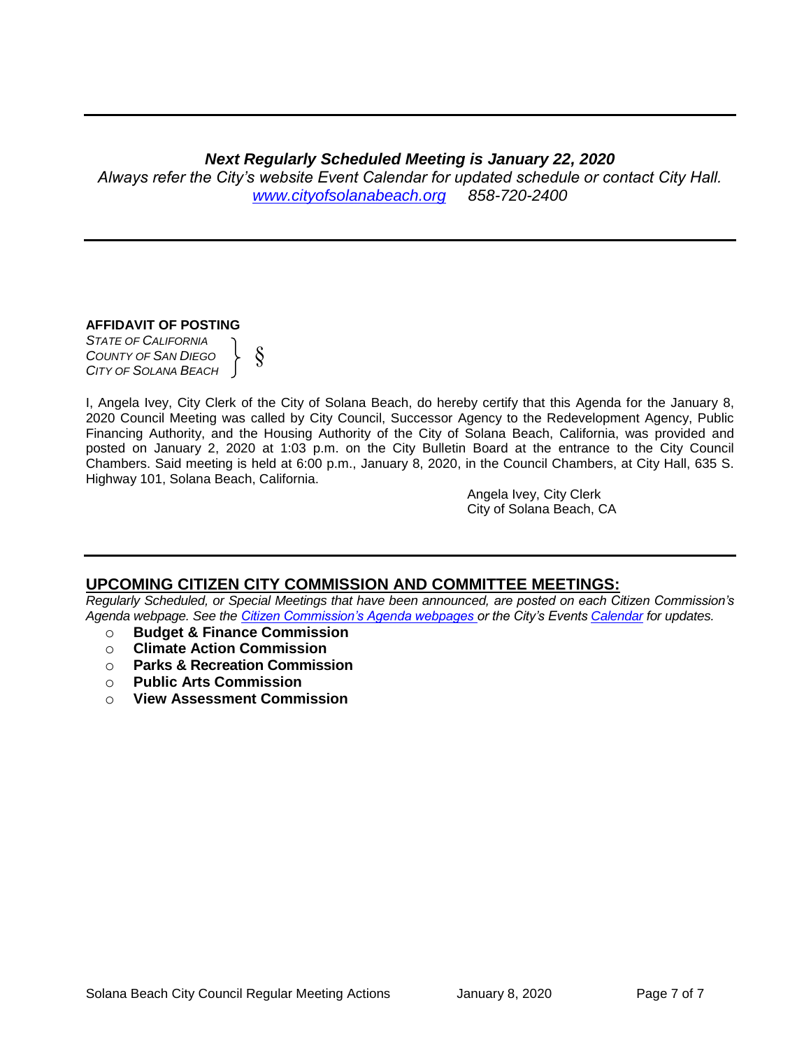---

***Next Regularly Scheduled Meeting is January 22, 2020***

*Always refer the City's website Event Calendar for updated schedule or contact City Hall.*
*[www.cityofsolanabeach.org](http://www.cityofsolanabeach.org) 858-720-2400*

---

**AFFIDAVIT OF POSTING**

*STATE OF CALIFORNIA*
*COUNTY OF SAN DIEGO* §
*CITY OF SOLANA BEACH*

I, Angela Ivey, City Clerk of the City of Solana Beach, do hereby certify that this Agenda for the January 8, 2020 Council Meeting was called by City Council, Successor Agency to the Redevelopment Agency, Public Financing Authority, and the Housing Authority of the City of Solana Beach, California, was provided and posted on January 2, 2020 at 1:03 p.m. on the City Bulletin Board at the entrance to the City Council Chambers. Said meeting is held at 6:00 p.m., January 8, 2020, in the Council Chambers, at City Hall, 635 S. Highway 101, Solana Beach, California.

Angela Ivey, City Clerk
City of Solana Beach, CA

---

## UPCOMING CITIZEN CITY COMMISSION AND COMMITTEE MEETINGS:

*Regularly Scheduled, or Special Meetings that have been announced, are posted on each Citizen Commission's Agenda webpage. See the Citizen Commission's Agenda webpages or the City's Events Calendar for updates.*

- **Budget & Finance Commission**
- **Climate Action Commission**
- **Parks & Recreation Commission**
- **Public Arts Commission**
- **View Assessment Commission**